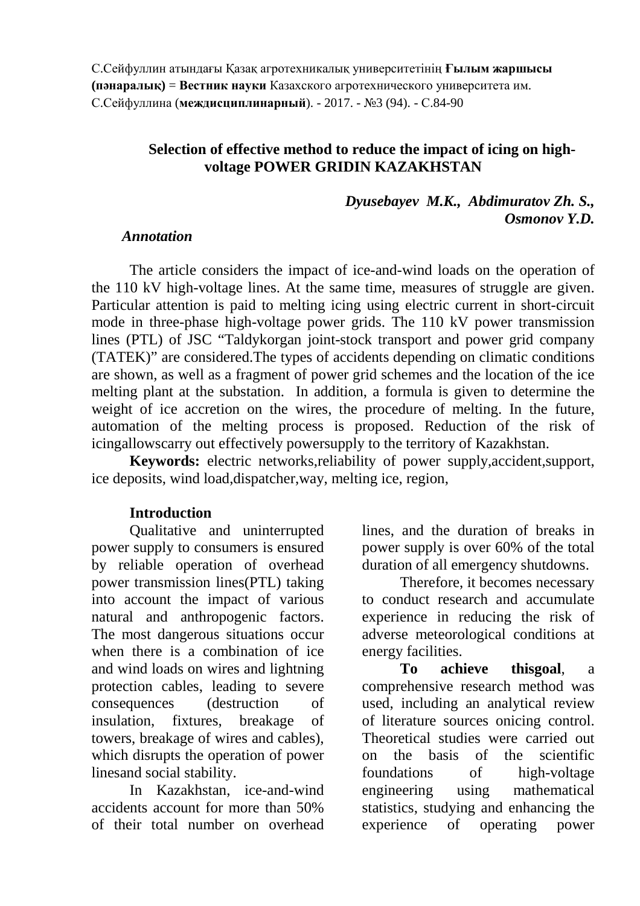С.Сейфуллин атындағы Қазақ агротехникалық университетінің **Ғылым жаршысы (пәнаралық)** = **Вестник науки** Казахского агротехнического университета им. С.Сейфуллина (**междисциплинарный**). - 2017. - №3 (94). - С.84-90

# Selection of effective method to reduce the impact of icing on high-voltage POWER GRIDIN KAZAKHSTAN

***Dyusebayev M.K., Abdimuratov Zh. S., Osmonov Y.D.***

***Annotation***

The article considers the impact of ice-and-wind loads on the operation of the 110 kV high-voltage lines. At the same time, measures of struggle are given. Particular attention is paid to melting icing using electric current in short-circuit mode in three-phase high-voltage power grids. The 110 kV power transmission lines (PTL) of JSC "Taldykorgan joint-stock transport and power grid company (TATEK)" are considered.The types of accidents depending on climatic conditions are shown, as well as a fragment of power grid schemes and the location of the ice melting plant at the substation. In addition, a formula is given to determine the weight of ice accretion on the wires, the procedure of melting. In the future, automation of the melting process is proposed. Reduction of the risk of icingallowscarry out effectively powersupply to the territory of Kazakhstan.

**Keywords:** electric networks,reliability of power supply,accident,support, ice deposits, wind load,dispatcher,way, melting ice, region,

## Introduction

Qualitative and uninterrupted power supply to consumers is ensured by reliable operation of overhead power transmission lines(PTL) taking into account the impact of various natural and anthropogenic factors. The most dangerous situations occur when there is a combination of ice and wind loads on wires and lightning protection cables, leading to severe consequences (destruction of insulation, fixtures, breakage of towers, breakage of wires and cables), which disrupts the operation of power linesand social stability.

In Kazakhstan, ice-and-wind accidents account for more than 50% of their total number on overhead lines, and the duration of breaks in power supply is over 60% of the total duration of all emergency shutdowns.

Therefore, it becomes necessary to conduct research and accumulate experience in reducing the risk of adverse meteorological conditions at energy facilities.

**To achieve thisgoal**, a comprehensive research method was used, including an analytical review of literature sources onicing control. Theoretical studies were carried out on the basis of the scientific foundations of high-voltage engineering using mathematical statistics, studying and enhancing the experience of operating power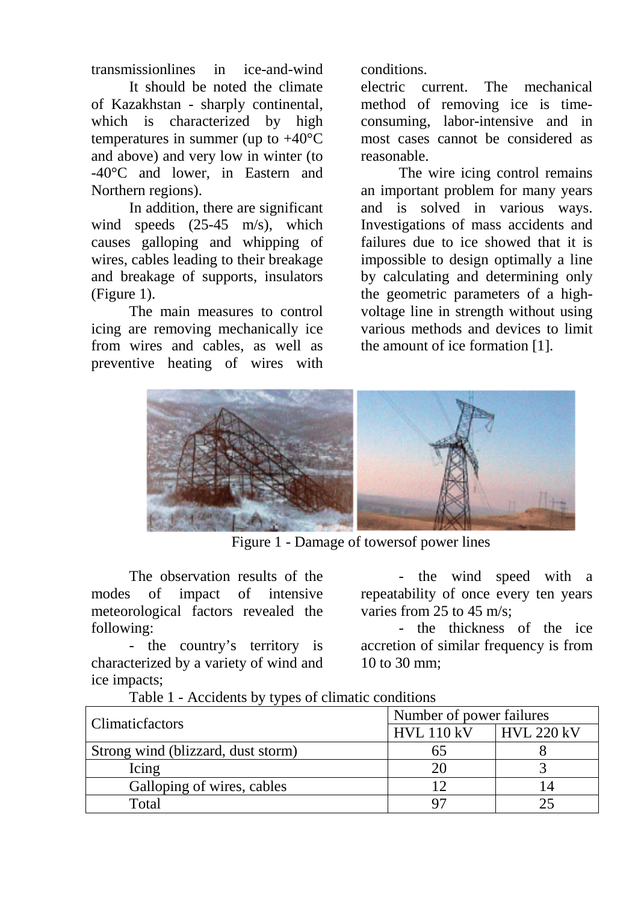transmissionlines in ice-and-wind conditions.

It should be noted the climate of Kazakhstan - sharply continental, which is characterized by high temperatures in summer (up to +40°C and above) and very low in winter (to -40°C and lower, in Eastern and Northern regions).

In addition, there are significant wind speeds (25-45 m/s), which causes galloping and whipping of wires, cables leading to their breakage and breakage of supports, insulators (Figure 1).

The main measures to control icing are removing mechanically ice from wires and cables, as well as preventive heating of wires with electric current. The mechanical method of removing ice is time-consuming, labor-intensive and in most cases cannot be considered as reasonable.

The wire icing control remains an important problem for many years and is solved in various ways. Investigations of mass accidents and failures due to ice showed that it is impossible to design optimally a line by calculating and determining only the geometric parameters of a high-voltage line in strength without using various methods and devices to limit the amount of ice formation [1].

Figure 1 - Damage of towersof power lines

The observation results of the modes of impact of intensive meteorological factors revealed the following:

- the country's territory is characterized by a variety of wind and ice impacts;
- the wind speed with a repeatability of once every ten years varies from 25 to 45 m/s;
- the thickness of the ice accretion of similar frequency is from 10 to 30 mm;

Table 1 - Accidents by types of climatic conditions

| Climaticfactors | Number of power failures | |
|---|---|---|
| | HVL 110 kV | HVL 220 kV |
| Strong wind (blizzard, dust storm) | 65 | 8 |
| Icing | 20 | 3 |
| Galloping of wires, cables | 12 | 14 |
| Total | 97 | 25 |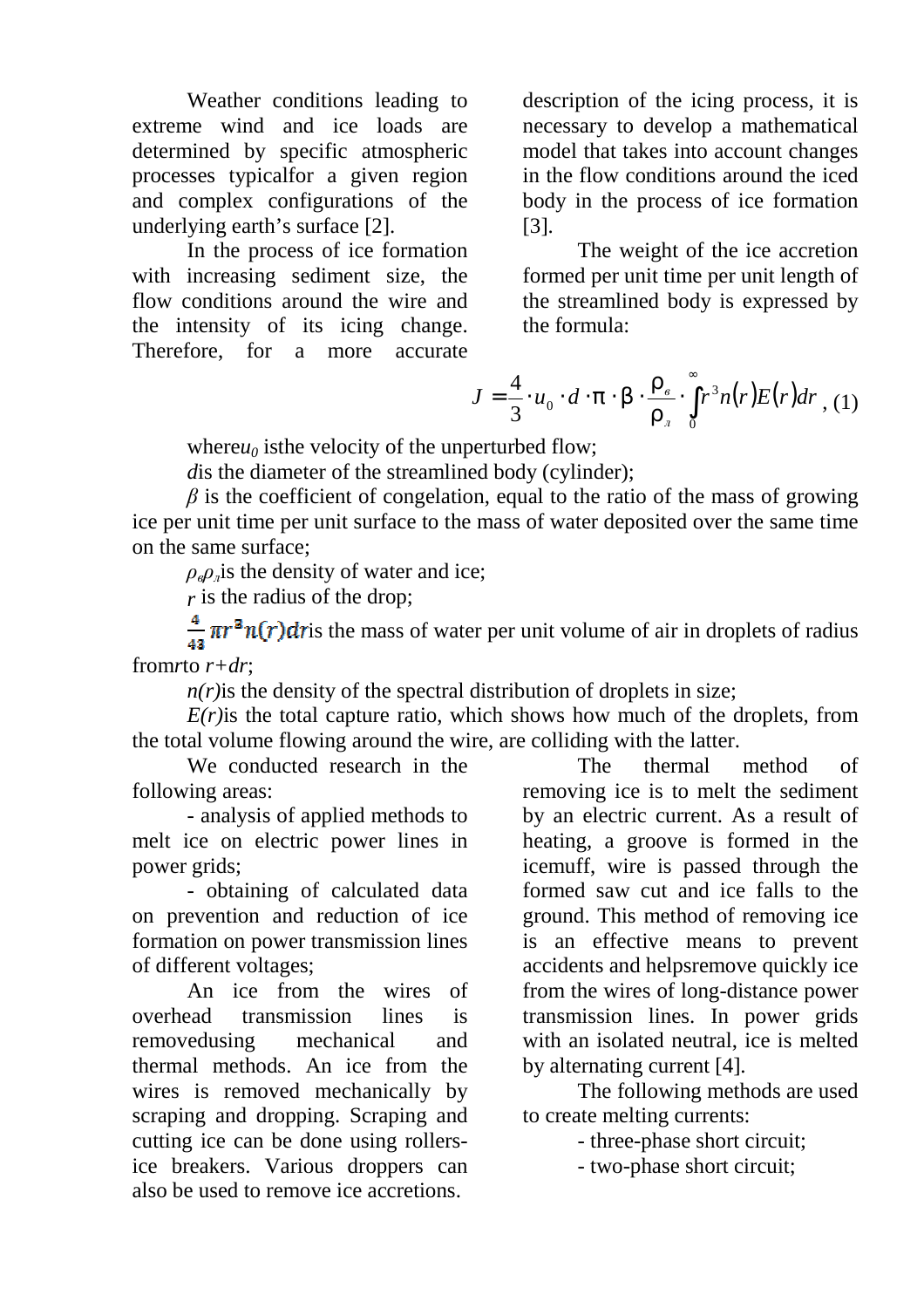Weather conditions leading to extreme wind and ice loads are determined by specific atmospheric processes typicalfor a given region and complex configurations of the underlying earth's surface [2].

In the process of ice formation with increasing sediment size, the flow conditions around the wire and the intensity of its icing change. Therefore, for a more accurate description of the icing process, it is necessary to develop a mathematical model that takes into account changes in the flow conditions around the iced body in the process of ice formation [3].

The weight of the ice accretion formed per unit time per unit length of the streamlined body is expressed by the formula:

$$J = \frac{4}{3} \cdot u_0 \cdot d \cdot \pi \cdot \beta \cdot \frac{\rho_в}{\rho_л} \cdot \int_0^\infty r^3 n(r) E(r) dr \quad (1)$$

where$u_0$ isthe velocity of the unperturbed flow;

$d$is the diameter of the streamlined body (cylinder);

$\beta$ is the coefficient of congelation, equal to the ratio of the mass of growing ice per unit time per unit surface to the mass of water deposited over the same time on the same surface;

$\rho_в \rho_л$is the density of water and ice;

$r$ is the radius of the drop;

$\frac{4}{43} \pi r^3 n(r) dr$is the mass of water per unit volume of air in droplets of radius from$r$to $r+dr$;

$n(r)$is the density of the spectral distribution of droplets in size;

$E(r)$is the total capture ratio, which shows how much of the droplets, from the total volume flowing around the wire, are colliding with the latter.

We conducted research in the following areas:

- analysis of applied methods to melt ice on electric power lines in power grids;
- obtaining of calculated data on prevention and reduction of ice formation on power transmission lines of different voltages;

An ice from the wires of overhead transmission lines is removedusing mechanical and thermal methods. An ice from the wires is removed mechanically by scraping and dropping. Scraping and cutting ice can be done using rollers-ice breakers. Various droppers can also be used to remove ice accretions.

The thermal method of removing ice is to melt the sediment by an electric current. As a result of heating, a groove is formed in the icemuff, wire is passed through the formed saw cut and ice falls to the ground. This method of removing ice is an effective means to prevent accidents and helpsremove quickly ice from the wires of long-distance power transmission lines. In power grids with an isolated neutral, ice is melted by alternating current [4].

The following methods are used to create melting currents:

- three-phase short circuit;
- two-phase short circuit;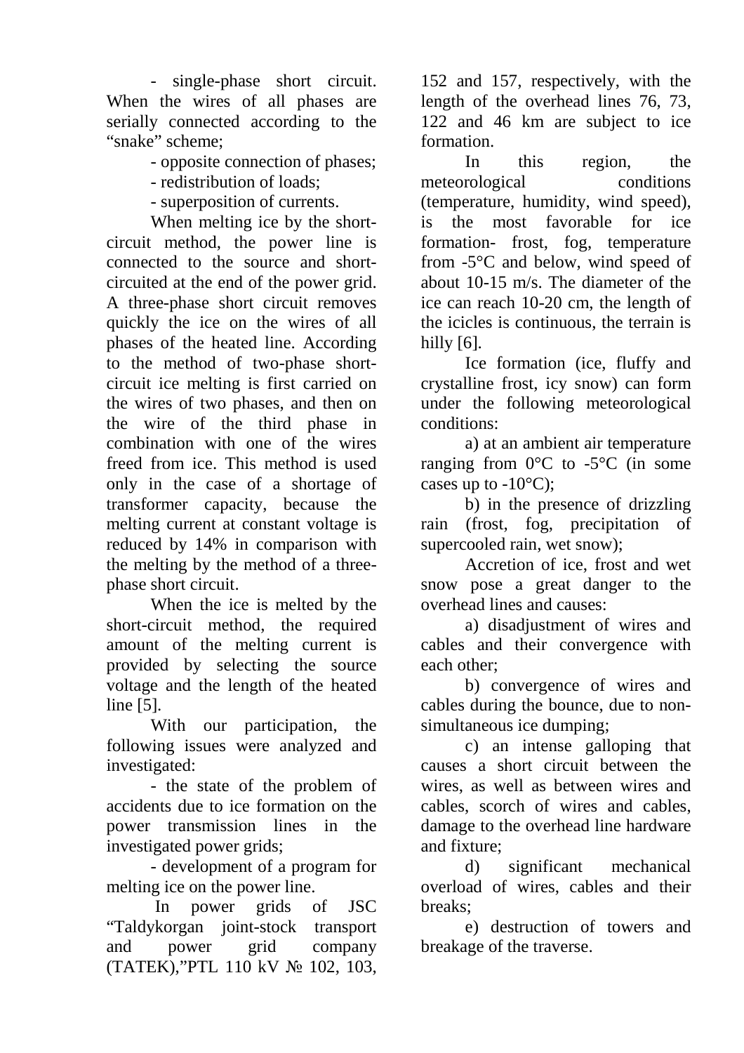- single-phase short circuit. When the wires of all phases are serially connected according to the "snake" scheme;

- opposite connection of phases;

- redistribution of loads;

- superposition of currents.

When melting ice by the short-circuit method, the power line is connected to the source and short-circuited at the end of the power grid. A three-phase short circuit removes quickly the ice on the wires of all phases of the heated line. According to the method of two-phase short-circuit ice melting is first carried on the wires of two phases, and then on the wire of the third phase in combination with one of the wires freed from ice. This method is used only in the case of a shortage of transformer capacity, because the melting current at constant voltage is reduced by 14% in comparison with the melting by the method of a three-phase short circuit.

When the ice is melted by the short-circuit method, the required amount of the melting current is provided by selecting the source voltage and the length of the heated line [5].

With our participation, the following issues were analyzed and investigated:

- the state of the problem of accidents due to ice formation on the power transmission lines in the investigated power grids;

- development of a program for melting ice on the power line.

In power grids of JSC "Taldykorgan joint-stock transport and power grid company (TATEK),"PTL 110 kV № 102, 103, 152 and 157, respectively, with the length of the overhead lines 76, 73, 122 and 46 km are subject to ice formation.

In this region, the meteorological conditions (temperature, humidity, wind speed), is the most favorable for ice formation- frost, fog, temperature from -5°C and below, wind speed of about 10-15 m/s. The diameter of the ice can reach 10-20 cm, the length of the icicles is continuous, the terrain is hilly [6].

Ice formation (ice, fluffy and crystalline frost, icy snow) can form under the following meteorological conditions:

a) at an ambient air temperature ranging from 0°C to -5°C (in some cases up to -10°C);

b) in the presence of drizzling rain (frost, fog, precipitation of supercooled rain, wet snow);

Accretion of ice, frost and wet snow pose a great danger to the overhead lines and causes:

a) disadjustment of wires and cables and their convergence with each other;

b) convergence of wires and cables during the bounce, due to non-simultaneous ice dumping;

c) an intense galloping that causes a short circuit between the wires, as well as between wires and cables, scorch of wires and cables, damage to the overhead line hardware and fixture;

d) significant mechanical overload of wires, cables and their breaks;

e) destruction of towers and breakage of the traverse.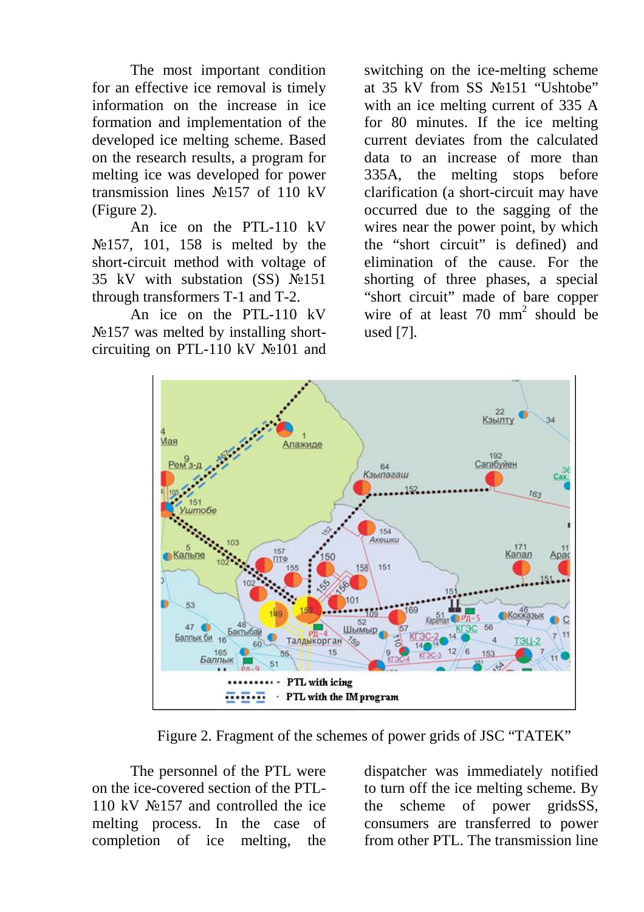The most important condition for an effective ice removal is timely information on the increase in ice formation and implementation of the developed ice melting scheme. Based on the research results, a program for melting ice was developed for power transmission lines №157 of 110 kV (Figure 2).

An ice on the PTL-110 kV №157, 101, 158 is melted by the short-circuit method with voltage of 35 kV with substation (SS) №151 through transformers T-1 and T-2.

An ice on the PTL-110 kV №157 was melted by installing short-circuiting on PTL-110 kV №101 and switching on the ice-melting scheme at 35 kV from SS №151 "Ushtobe" with an ice melting current of 335 A for 80 minutes. If the ice melting current deviates from the calculated data to an increase of more than 335A, the melting stops before clarification (a short-circuit may have occurred due to the sagging of the wires near the power point, by which the "short circuit" is defined) and elimination of the cause. For the shorting of three phases, a special "short circuit" made of bare copper wire of at least 70 mm$^2$ should be used [7].

Figure 2. Fragment of the schemes of power grids of JSC "TATEK"

The personnel of the PTL were on the ice-covered section of the PTL-110 kV №157 and controlled the ice melting process. In the case of completion of ice melting, the dispatcher was immediately notified to turn off the ice melting scheme. By the scheme of power gridsSS, consumers are transferred to power from other PTL. The transmission line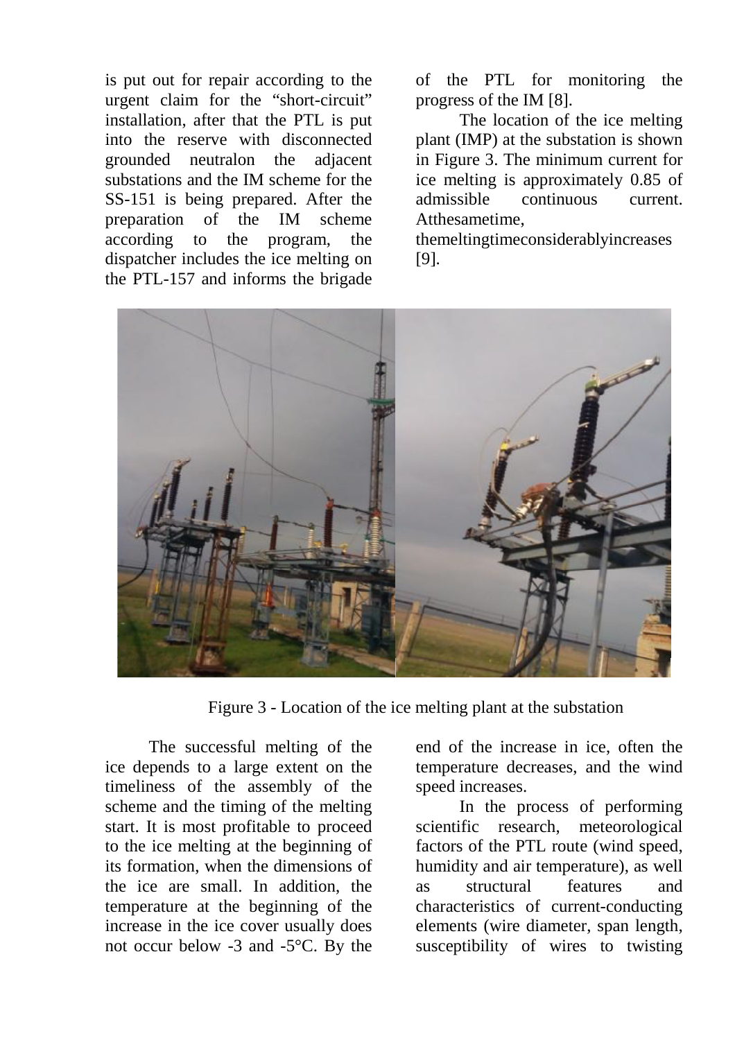is put out for repair according to the urgent claim for the "short-circuit" installation, after that the PTL is put into the reserve with disconnected grounded neutralon the adjacent substations and the IM scheme for the SS-151 is being prepared. After the preparation of the IM scheme according to the program, the dispatcher includes the ice melting on the PTL-157 and informs the brigade of the PTL for monitoring the progress of the IM [8].

The location of the ice melting plant (IMP) at the substation is shown in Figure 3. The minimum current for ice melting is approximately 0.85 of admissible continuous current. Atthesametime, themeltingtimeconsiderablyincreases [9].

Figure 3 - Location of the ice melting plant at the substation

The successful melting of the ice depends to a large extent on the timeliness of the assembly of the scheme and the timing of the melting start. It is most profitable to proceed to the ice melting at the beginning of its formation, when the dimensions of the ice are small. In addition, the temperature at the beginning of the increase in the ice cover usually does not occur below -3 and -5°C. By the end of the increase in ice, often the temperature decreases, and the wind speed increases.

In the process of performing scientific research, meteorological factors of the PTL route (wind speed, humidity and air temperature), as well as structural features and characteristics of current-conducting elements (wire diameter, span length, susceptibility of wires to twisting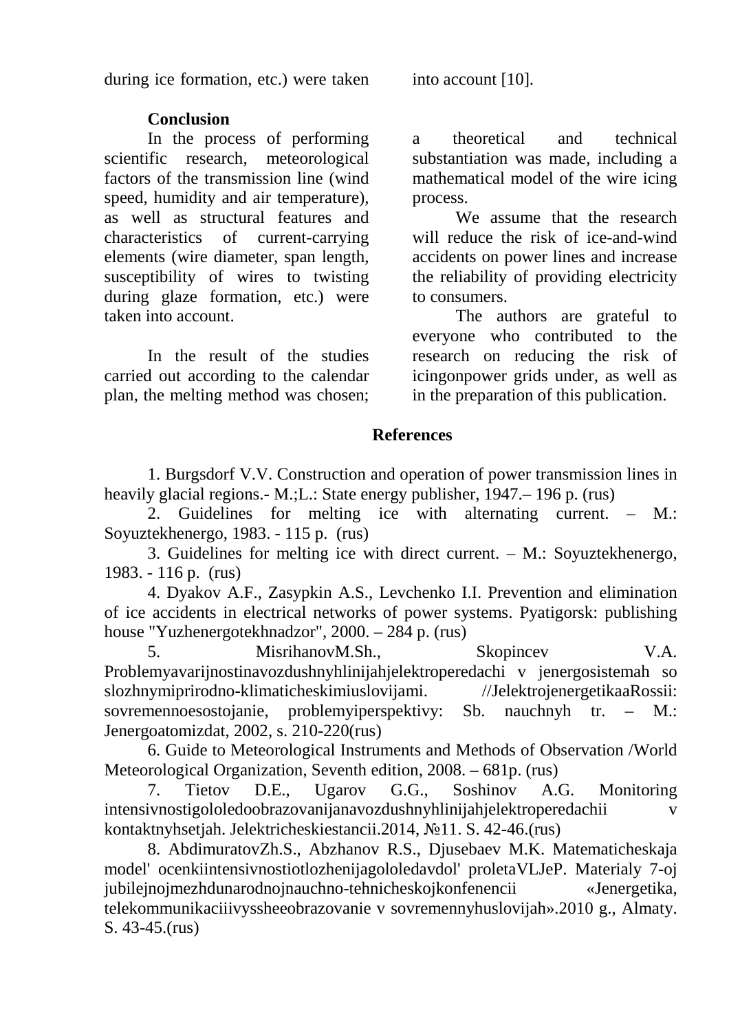during ice formation, etc.) were taken into account [10].

**Conclusion**

In the process of performing scientific research, meteorological factors of the transmission line (wind speed, humidity and air temperature), as well as structural features and characteristics of current-carrying elements (wire diameter, span length, susceptibility of wires to twisting during glaze formation, etc.) were taken into account.

In the result of the studies carried out according to the calendar plan, the melting method was chosen; a theoretical and technical substantiation was made, including a mathematical model of the wire icing process.

We assume that the research will reduce the risk of ice-and-wind accidents on power lines and increase the reliability of providing electricity to consumers.

The authors are grateful to everyone who contributed to the research on reducing the risk of icingonpower grids under, as well as in the preparation of this publication.

**References**

1. Burgsdorf V.V. Construction and operation of power transmission lines in heavily glacial regions.- M.;L.: State energy publisher, 1947.– 196 p. (rus)
2. Guidelines for melting ice with alternating current. – M.: Soyuztekhenergo, 1983. - 115 p. (rus)
3. Guidelines for melting ice with direct current. – M.: Soyuztekhenergo, 1983. - 116 p. (rus)
4. Dyakov A.F., Zasypkin A.S., Levchenko I.I. Prevention and elimination of ice accidents in electrical networks of power systems. Pyatigorsk: publishing house "Yuzhenergotekhnadzor", 2000. – 284 p. (rus)
5. MisrihanovM.Sh., Skopincev V.A. Problemyavarijnostinavozdushnyhlinijahjelektroperedachi v jenergosistemah so slozhnymiprirodno-klimaticheskimiuslovijami. //JelektrojenergetikaaRossii: sovremennoesostojanie, problemyiperspektivy: Sb. nauchnyh tr. – M.: Jenergoatomizdat, 2002, s. 210-220(rus)
6. Guide to Meteorological Instruments and Methods of Observation /World Meteorological Organization, Seventh edition, 2008. – 681p. (rus)
7. Tietov D.E., Ugarov G.G., Soshinov A.G. Monitoring intensivnostigololedoobrazovanijanavozdushnyhlinijahjelektroperedachii v kontaktnyhsetjah. Jelektricheskiestancii.2014, №11. S. 42-46.(rus)
8. AbdimuratovZh.S., Abzhanov R.S., Djusebaev M.K. Matematicheskaja model' ocenkiintensivnostiotlozhenijagololedavdol' proletaVLJeP. Materialy 7-oj jubilejnojmezhdunarodnojnauchno-tehnicheskojkonfenencii «Jenergetika, telekommunikaciiivyssheeobrazovanie v sovremennyhuslovijah».2010 g., Almaty. S. 43-45.(rus)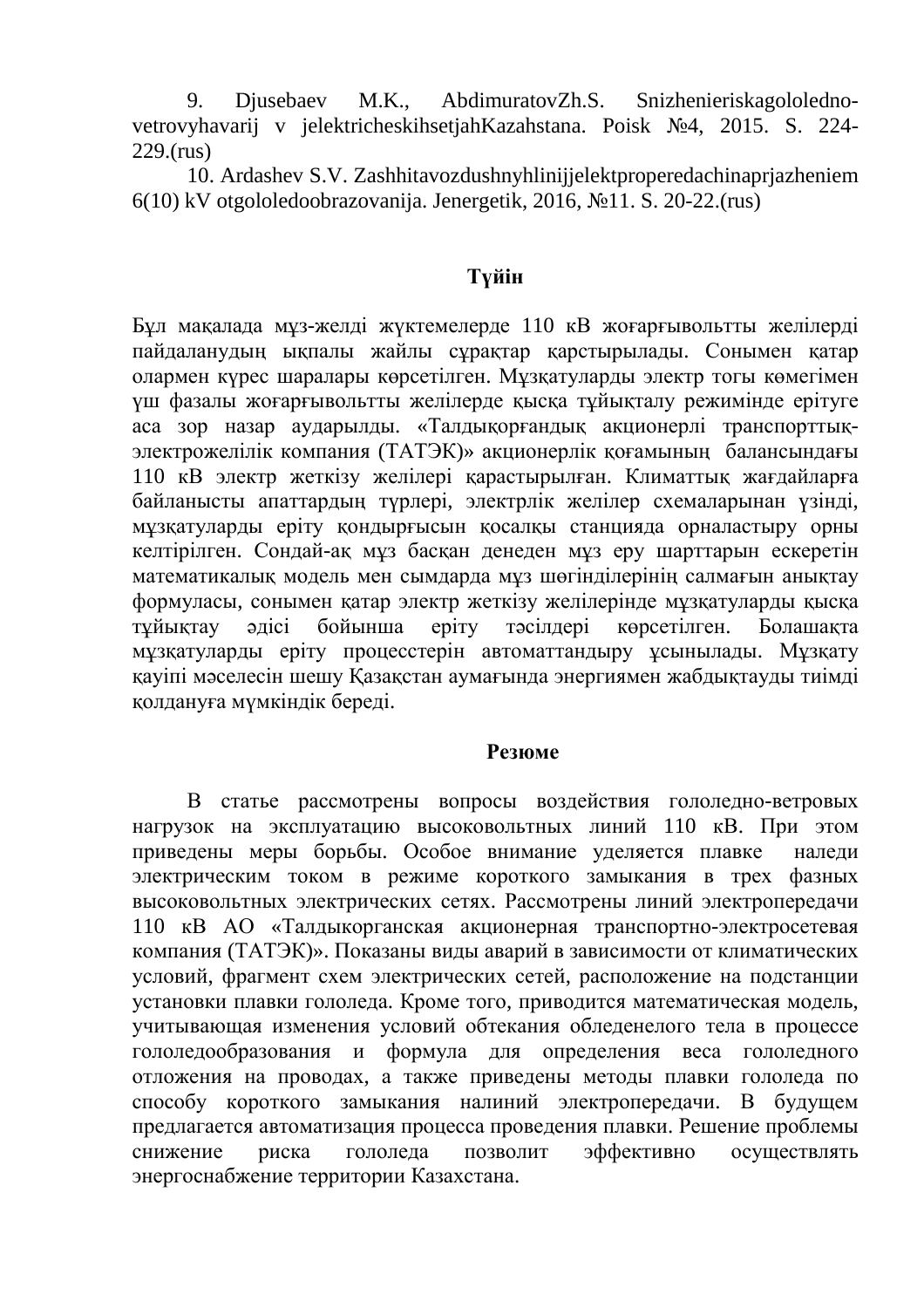9. Djusebaev M.K., AbdimuratovZh.S. Snizhenieriskagololedno-vetrovyhavarij v jelektricheskihsetjahKazahstana. Poisk №4, 2015. S. 224-229.(rus)

10. Ardashev S.V. Zashhitavozdushnyhlinijjelektroperedachinaprjazheniem 6(10) kV otgololedoobrazovanija. Jenergetik, 2016, №11. S. 20-22.(rus)

## Түйін

Бұл мақалада мұз-желді жүктемелерде 110 кВ жоғарғывольтты желілерді пайдаланудың ықпалы жайлы сұрақтар қарстырылады. Сонымен қатар олармен күрес шаралары көрсетілген. Мұзқатуларды электр тогы көмегімен үш фазалы жоғарғывольтты желілерде қысқа тұйықталу режиміндеерітуге аса зор назар аударылды. «Талдықорғандық акционерлі транспорттық-электрожелілік компания (ТАТЭК)» акционерлік қоғамының балансындағы 110 кВ электр жеткізу желілері қарастырылған. Климаттық жағдайларға байланысты апаттардың түрлері, электрлік желілер схемаларынан үзінді, мұзқатуларды еріту қондырғысын қосалқы станцияда орналастыру орны келтірілген. Сондай-ақ мұз басқан денеден мұз еру шарттарын ескеретін математикалық модель мен сымдарда мұз шөгінділерінің салмағын анықтау формуласы, сонымен қатар электр жеткізу желілерінде мұзқатуларды қысқа тұйықтау әдісі бойынша еріту тәсілдері көрсетілген. Болашақта мұзқатуларды еріту процесстерін автоматтандыру ұсынылады. Мұзқату қауіпі мәселесін шешу Қазақстан аумағында энергиямен жабдықтауды тиімді қолдануға мүмкіндік береді.

## Резюме

В статье рассмотрены вопросы воздействия гололедно-ветровых нагрузок на эксплуатацию высоковольтных линий 110 кВ. При этом приведены меры борьбы. Особое внимание уделяется плавке наледи электрическим током в режиме короткого замыкания в трех фазных высоковольтных электрических сетях. Рассмотрены линий электропередачи 110 кВ АО «Талдыкорганская акционерная транспортно-электросетевая компания (ТАТЭК)». Показаны виды аварий в зависимости от климатических условий, фрагмент схем электрических сетей, расположение на подстанции установки плавки гололеда. Кроме того, приводится математическая модель, учитывающая изменения условий обтекания обледенелого тела в процессе гололедообразования и формула для определения веса гололедного отложения на проводах, а также приведены методы плавки гололеда по способу короткого замыкания налиний электропередачи. В будущем предлагается автоматизация процесса проведения плавки. Решение проблемы снижение риска гололеда позволит эффективно осуществлять энергоснабжение территории Казахстана.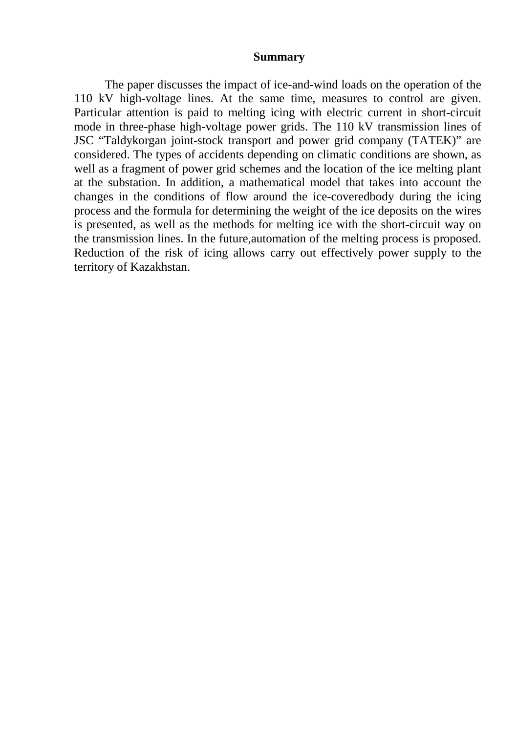## Summary

The paper discusses the impact of ice-and-wind loads on the operation of the 110 kV high-voltage lines. At the same time, measures to control are given. Particular attention is paid to melting icing with electric current in short-circuit mode in three-phase high-voltage power grids. The 110 kV transmission lines of JSC “Taldykorgan joint-stock transport and power grid company (TATEK)” are considered. The types of accidents depending on climatic conditions are shown, as well as a fragment of power grid schemes and the location of the ice melting plant at the substation. In addition, a mathematical model that takes into account the changes in the conditions of flow around the ice-coveredbody during the icing process and the formula for determining the weight of the ice deposits on the wires is presented, as well as the methods for melting ice with the short-circuit way on the transmission lines. In the future,automation of the melting process is proposed. Reduction of the risk of icing allows carry out effectively power supply to the territory of Kazakhstan.